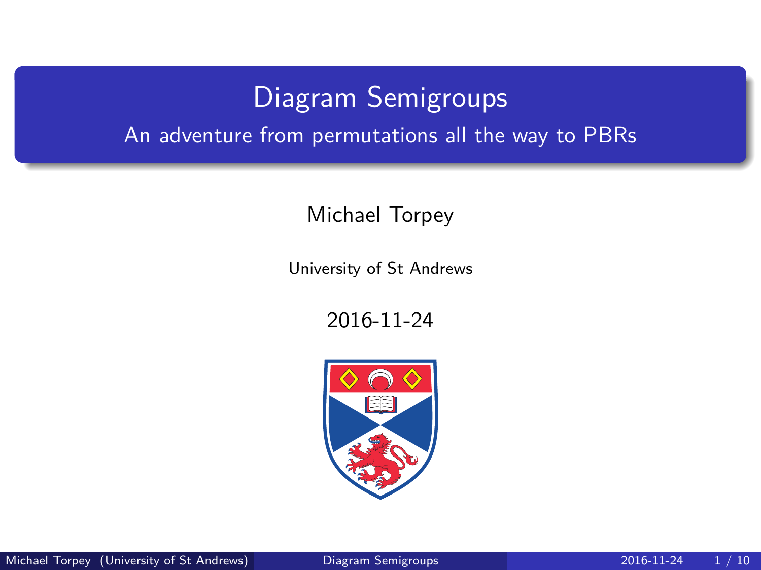# Diagram Semigroups

## An adventure from permutations all the way to PBRs

Michael Torpey

University of St Andrews

2016-11-24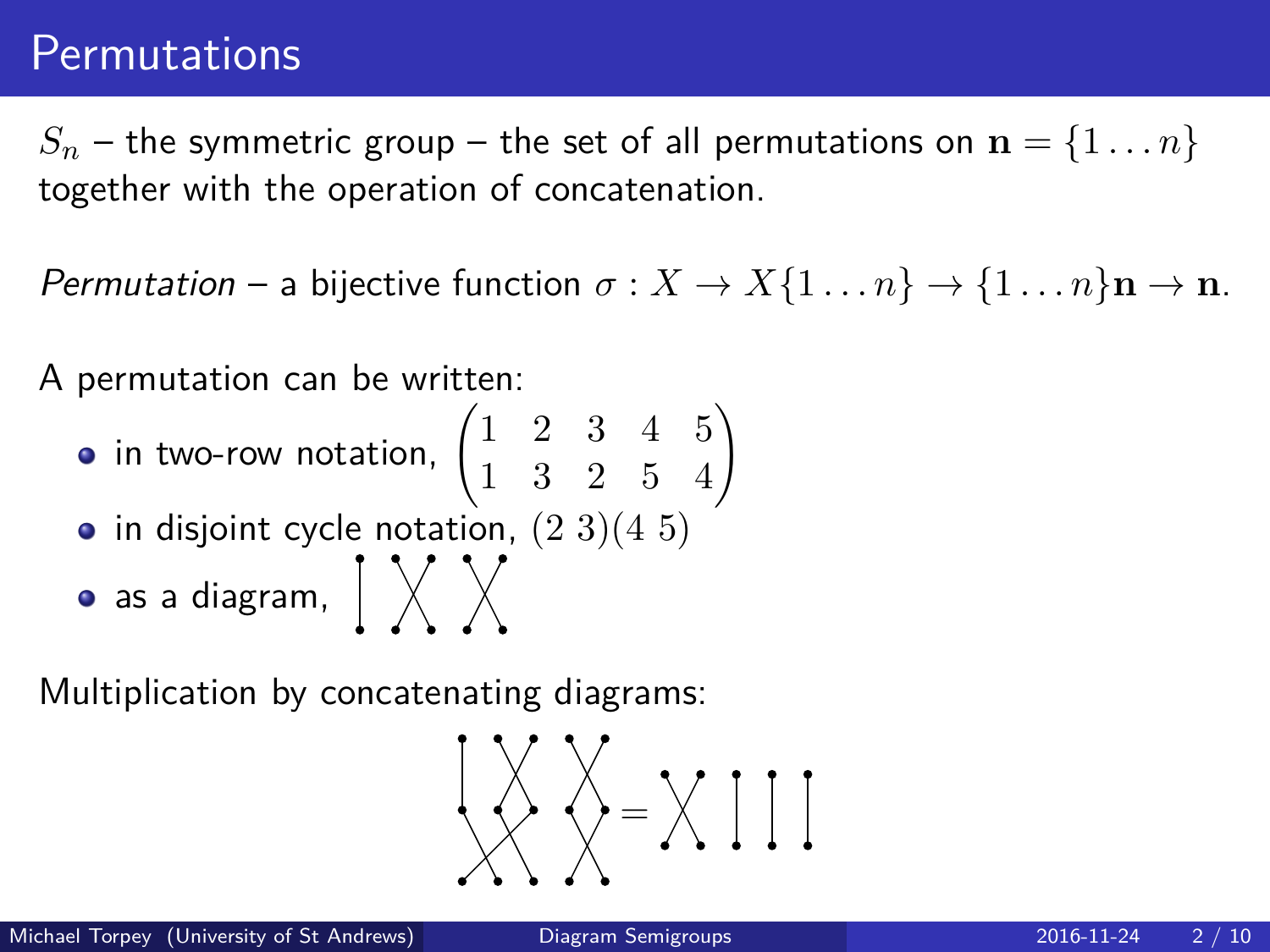# Permutations

$S_n$ – the symmetric group – the set of all permutations on $\mathbf{n} = \{1 \ldots n\}$ together with the operation of concatenation.

*Permutation* – a bijective function $\sigma : X \to X\{1 \ldots n\} \to \{1 \ldots n\}\mathbf{n} \to \mathbf{n}$.

A permutation can be written:

- in two-row notation, $\begin{pmatrix} 1 & 2 & 3 & 4 & 5 \\ 1 & 3 & 2 & 5 & 4 \end{pmatrix}$
- in disjoint cycle notation, $(2\ 3)(4\ 5)$
- as a diagram,

Multiplication by concatenating diagrams: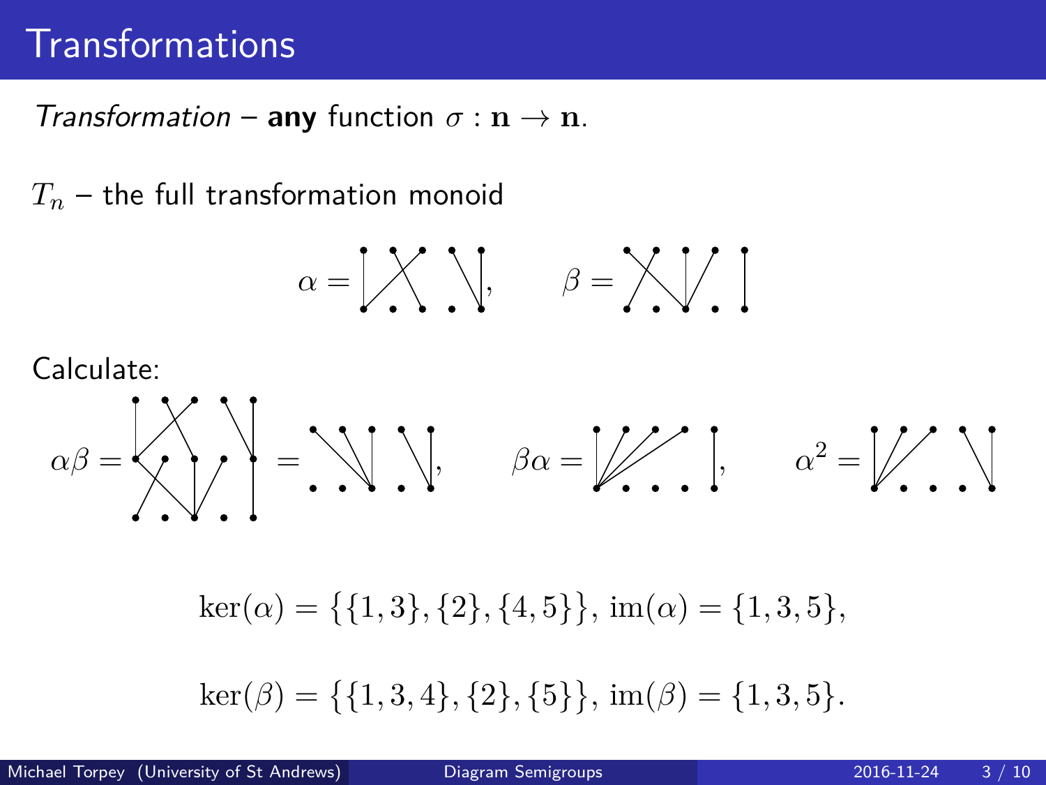# Transformations

*Transformation* – **any** function $\sigma : \mathbf{n} \to \mathbf{n}$.

$T_n$ – the full transformation monoid

$$\alpha = \qquad \beta =$$

Calculate:

$$\alpha\beta = \qquad = \qquad \beta\alpha = \qquad \alpha^2 =$$

$$\ker(\alpha) = \{\{1,3\},\{2\},\{4,5\}\},\ \mathrm{im}(\alpha) = \{1,3,5\},$$

$$\ker(\beta) = \{\{1,3,4\},\{2\},\{5\}\},\ \mathrm{im}(\beta) = \{1,3,5\}.$$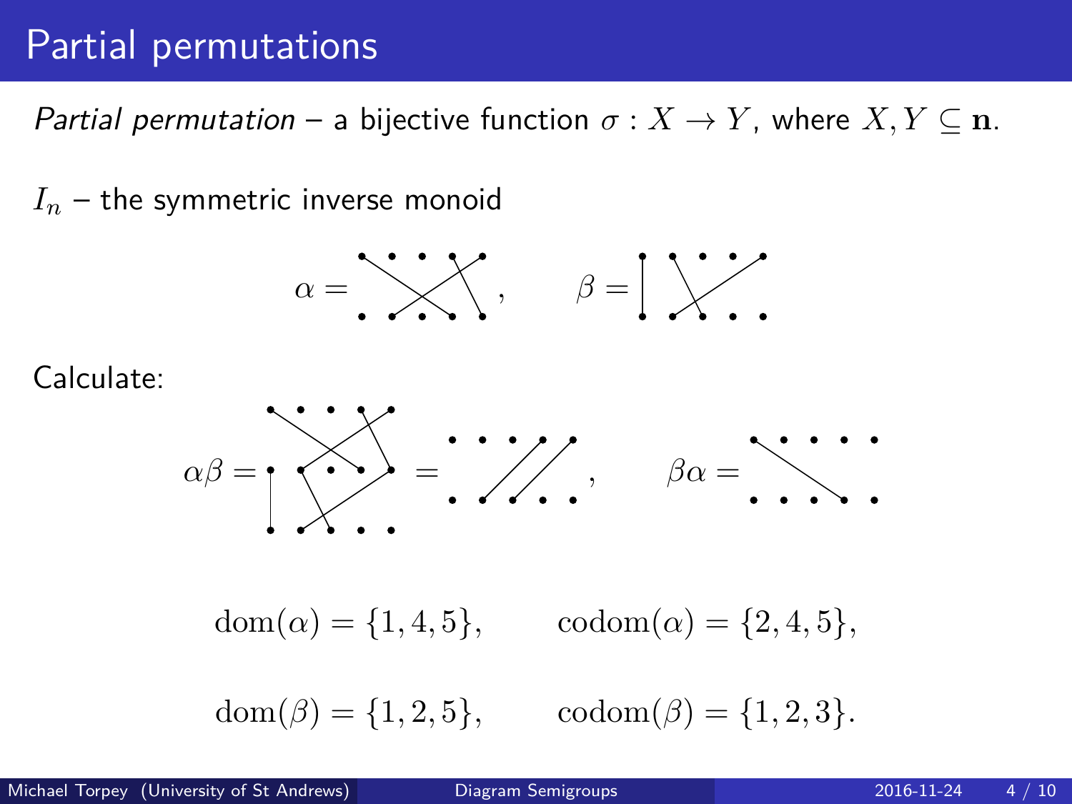# Partial permutations

*Partial permutation* – a bijective function $\sigma : X \to Y$, where $X, Y \subseteq \mathbf{n}$.

$I_n$ – the symmetric inverse monoid

$$\alpha = \quad , \qquad \beta =$$

Calculate:

$$\alpha\beta = \quad = \quad , \qquad \beta\alpha =$$

$$\mathrm{dom}(\alpha) = \{1, 4, 5\}, \qquad \mathrm{codom}(\alpha) = \{2, 4, 5\},$$

$$\mathrm{dom}(\beta) = \{1, 2, 5\}, \qquad \mathrm{codom}(\beta) = \{1, 2, 3\}.$$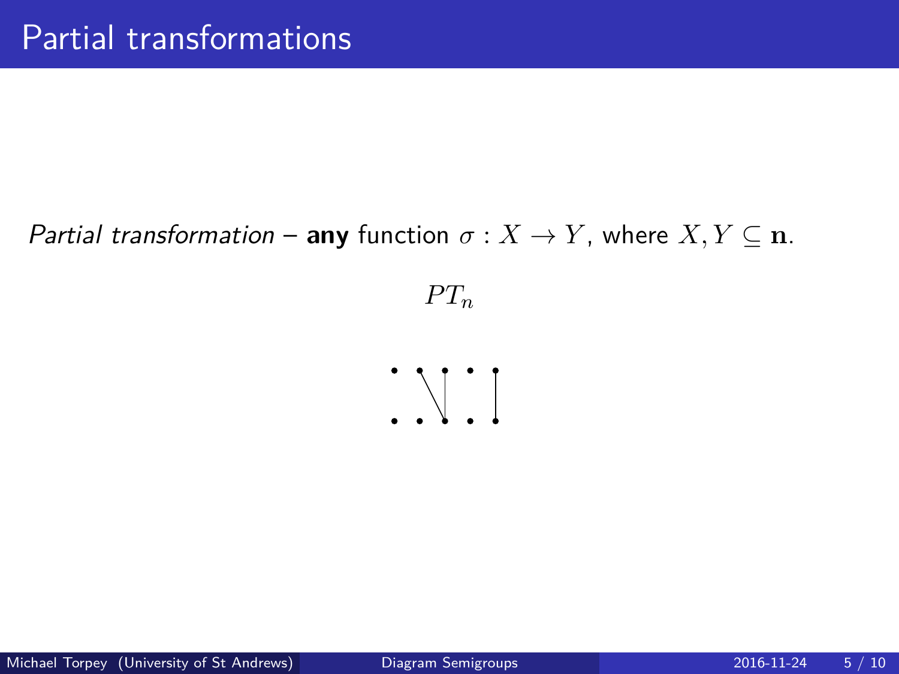# Partial transformations

*Partial transformation* – **any** function $\sigma : X \to Y$, where $X, Y \subseteq \mathbf{n}$.

$$PT_n$$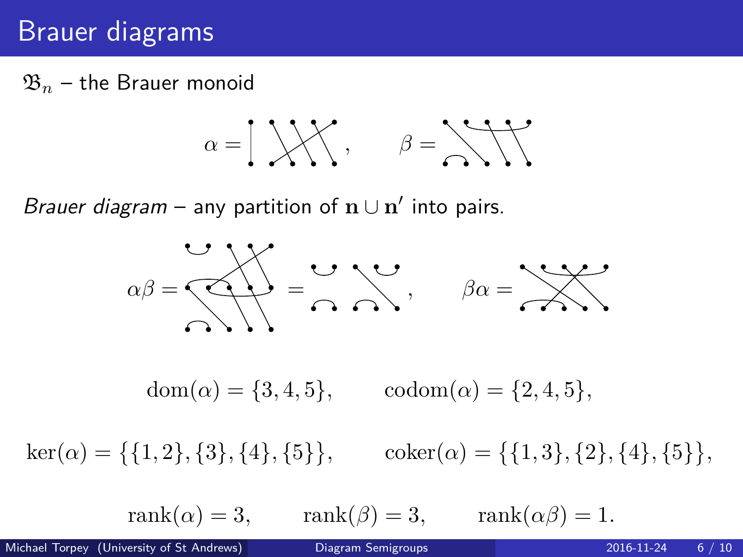# Brauer diagrams

$\mathfrak{B}_n$ – the Brauer monoid

$$\alpha = \qquad , \qquad \beta =$$

*Brauer diagram* – any partition of $\mathbf{n} \cup \mathbf{n}'$ into pairs.

$$\alpha\beta = \qquad = \qquad , \qquad \beta\alpha =$$

$$\operatorname{dom}(\alpha) = \{3, 4, 5\}, \qquad \operatorname{codom}(\alpha) = \{2, 4, 5\},$$

$$\ker(\alpha) = \{\{1, 2\}, \{3\}, \{4\}, \{5\}\}, \qquad \operatorname{coker}(\alpha) = \{\{1, 3\}, \{2\}, \{4\}, \{5\}\},$$

$$\operatorname{rank}(\alpha) = 3, \qquad \operatorname{rank}(\beta) = 3, \qquad \operatorname{rank}(\alpha\beta) = 1.$$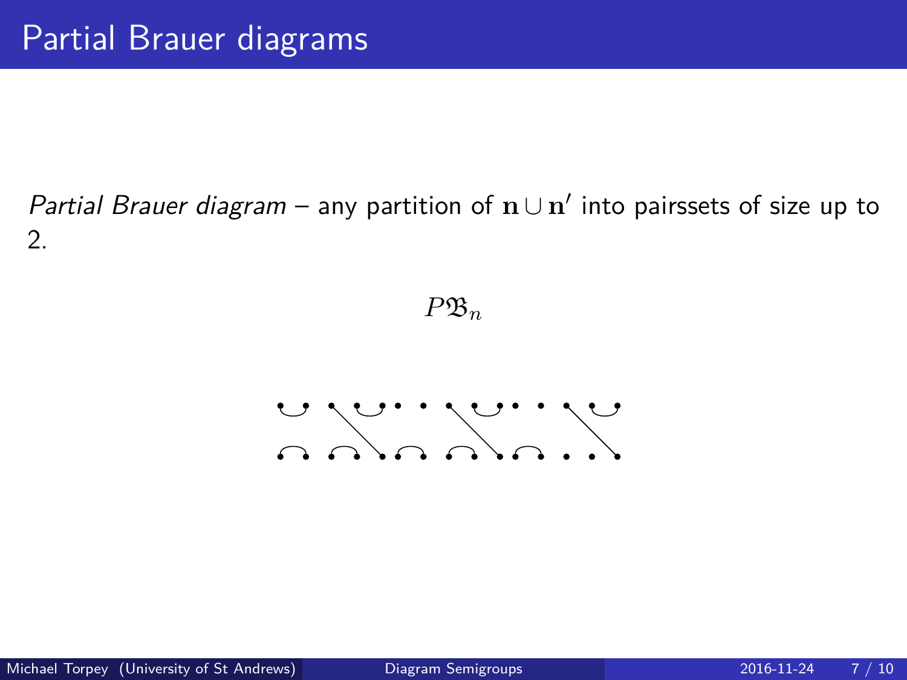# Partial Brauer diagrams

*Partial Brauer diagram* – any partition of $\mathbf{n} \cup \mathbf{n}'$ into pairssets of size up to 2.

$$P\mathfrak{B}_n$$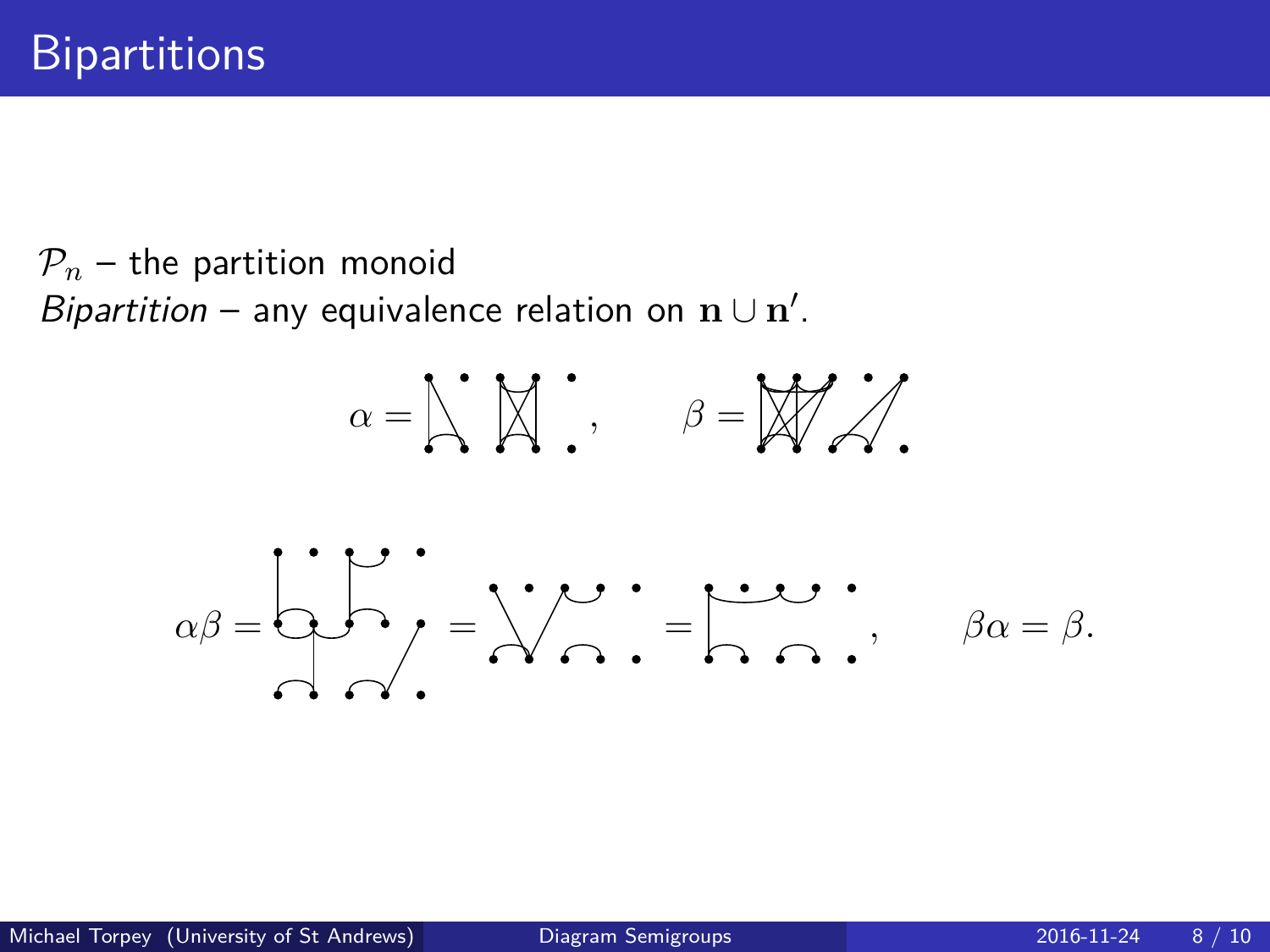# Bipartitions

$\mathcal{P}_n$ – the partition monoid
*Bipartition* – any equivalence relation on $\mathbf{n} \cup \mathbf{n}'$.

$$\alpha = \quad , \qquad \beta =$$

$$\alpha\beta = \quad = \quad = \quad , \qquad \beta\alpha = \beta.$$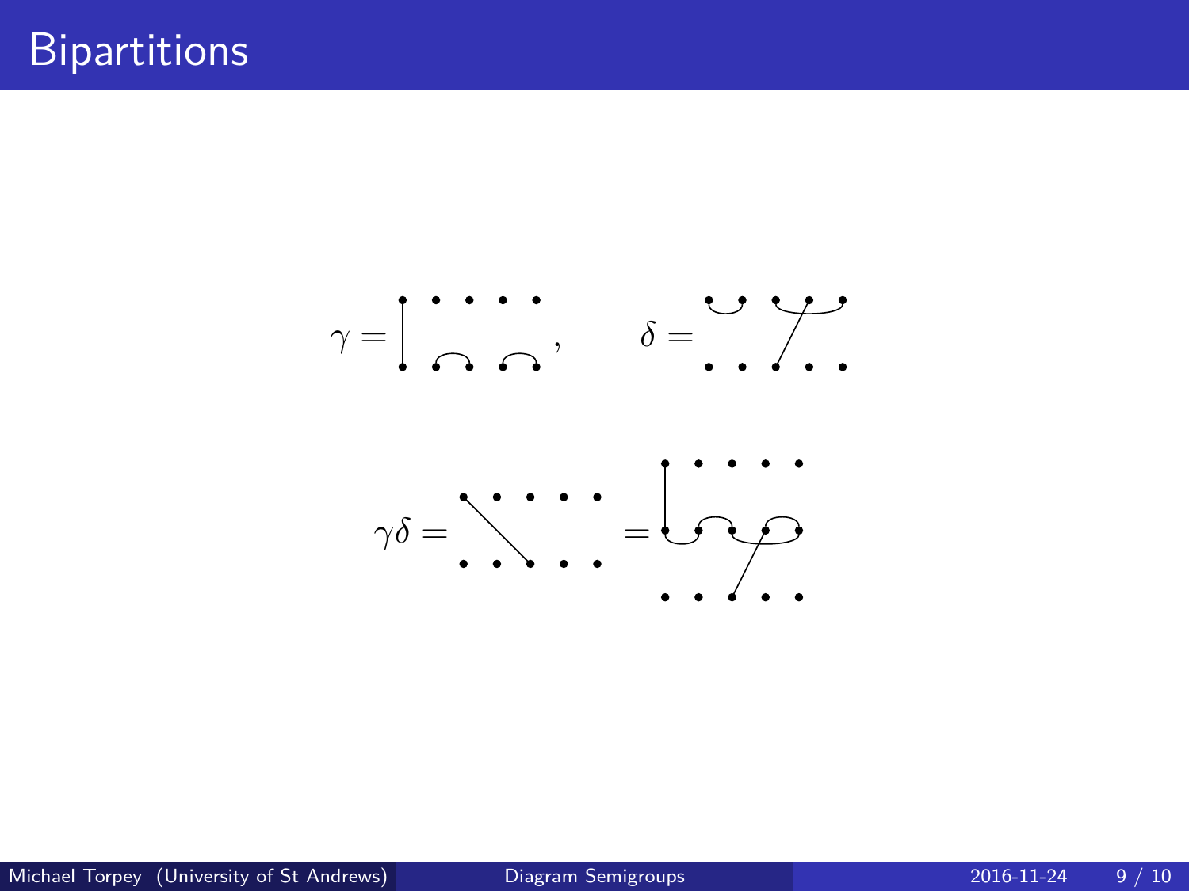# Bipartitions

$\gamma =$ , $\delta =$

$\gamma\delta =$ $=$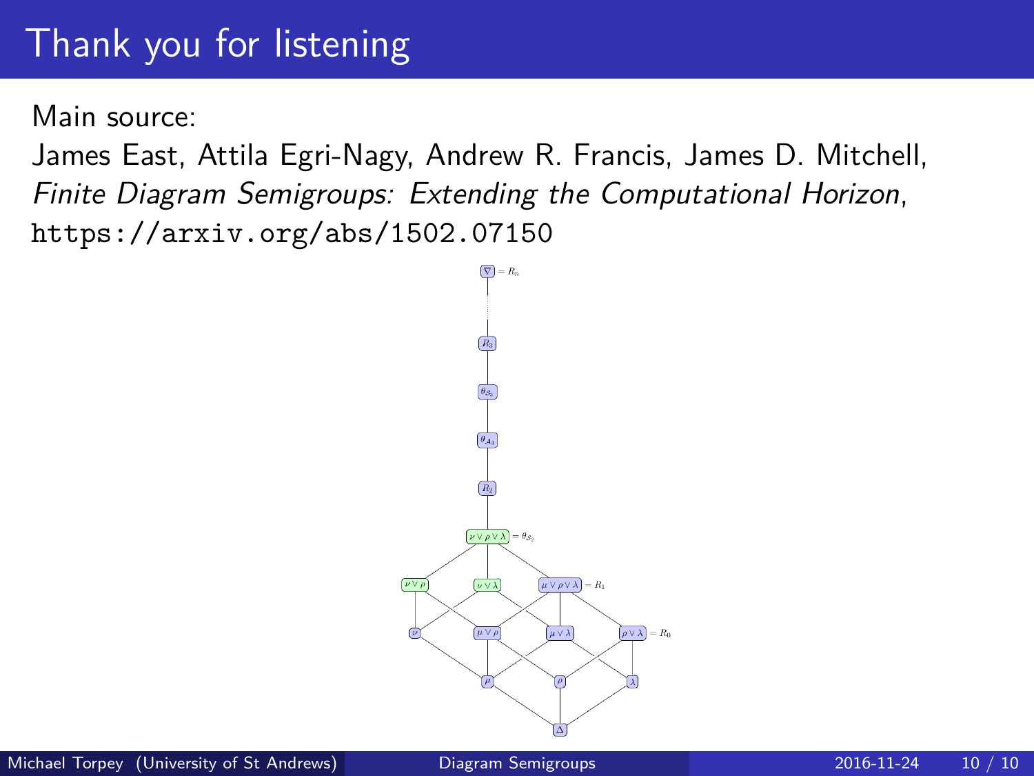# Thank you for listening

Main source:

James East, Attila Egri-Nagy, Andrew R. Francis, James D. Mitchell, *Finite Diagram Semigroups: Extending the Computational Horizon*, `https://arxiv.org/abs/1502.07150`

$\nabla = R_n$

$R_3$

$\theta_{\mathcal{S}_3}$

$\theta_{\mathcal{A}_3}$

$R_2$

$\nu \vee \rho \vee \lambda = \theta_{\mathcal{S}_2}$

$\nu \vee \rho$

$\nu \vee \lambda$

$\mu \vee \rho \vee \lambda = R_1$

$\nu$

$\mu \vee \rho$

$\mu \vee \lambda$

$\rho \vee \lambda = R_0$

$\mu$

$\rho$

$\lambda$

$\Delta$